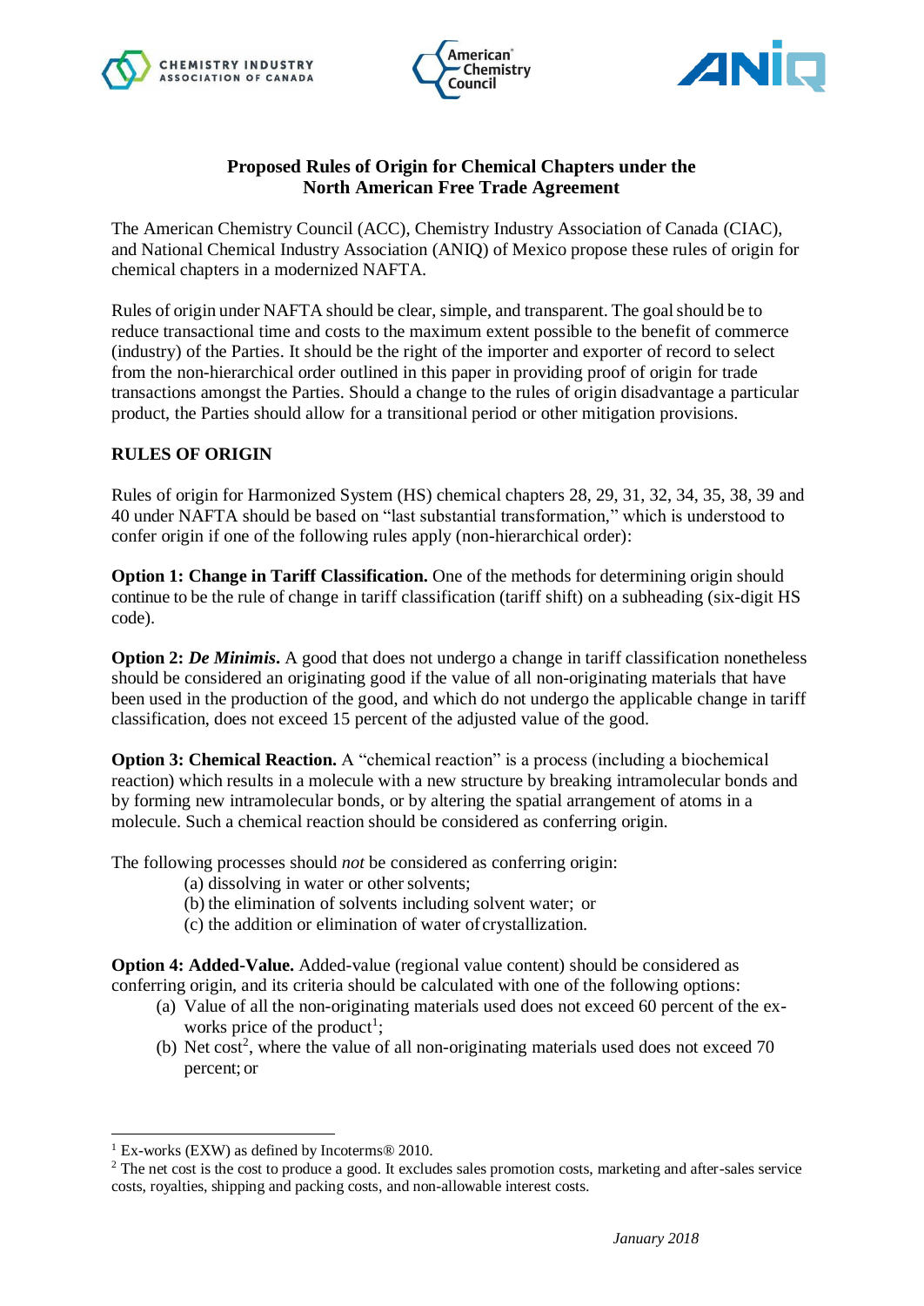# Proposed Rules of Origin for Chemical Chapters under the North American Free Trade Agreement

The American Chemistry Council (ACC), Chemistry Industry Association of Canada (CIAC), and National Chemical Industry Association (ANIQ) of Mexico propose these rules of origin for chemical chapters in a modernized NAFTA.

Rules of origin under NAFTA should be clear, simple, and transparent. The goal should be to reduce transactional time and costs to the maximum extent possible to the benefit of commerce (industry) of the Parties. It should be the right of the importer and exporter of record to select from the non-hierarchical order outlined in this paper in providing proof of origin for trade transactions amongst the Parties. Should a change to the rules of origin disadvantage a particular product, the Parties should allow for a transitional period or other mitigation provisions.

## RULES OF ORIGIN

Rules of origin for Harmonized System (HS) chemical chapters 28, 29, 31, 32, 34, 35, 38, 39 and 40 under NAFTA should be based on "last substantial transformation," which is understood to confer origin if one of the following rules apply (non-hierarchical order):

**Option 1: Change in Tariff Classification.** One of the methods for determining origin should continue to be the rule of change in tariff classification (tariff shift) on a subheading (six-digit HS code).

**Option 2: *De Minimis*.** A good that does not undergo a change in tariff classification nonetheless should be considered an originating good if the value of all non-originating materials that have been used in the production of the good, and which do not undergo the applicable change in tariff classification, does not exceed 15 percent of the adjusted value of the good.

**Option 3: Chemical Reaction.** A "chemical reaction" is a process (including a biochemical reaction) which results in a molecule with a new structure by breaking intramolecular bonds and by forming new intramolecular bonds, or by altering the spatial arrangement of atoms in a molecule. Such a chemical reaction should be considered as conferring origin.

The following processes should *not* be considered as conferring origin:

(a) dissolving in water or other solvents;
(b) the elimination of solvents including solvent water; or
(c) the addition or elimination of water of crystallization.

**Option 4: Added-Value.** Added-value (regional value content) should be considered as conferring origin, and its criteria should be calculated with one of the following options:

(a) Value of all the non-originating materials used does not exceed 60 percent of the ex-works price of the product[1];
(b) Net cost[2], where the value of all non-originating materials used does not exceed 70 percent; or

---

[1] Ex-works (EXW) as defined by Incoterms® 2010.

[2] The net cost is the cost to produce a good. It excludes sales promotion costs, marketing and after-sales service costs, royalties, shipping and packing costs, and non-allowable interest costs.

*January 2018*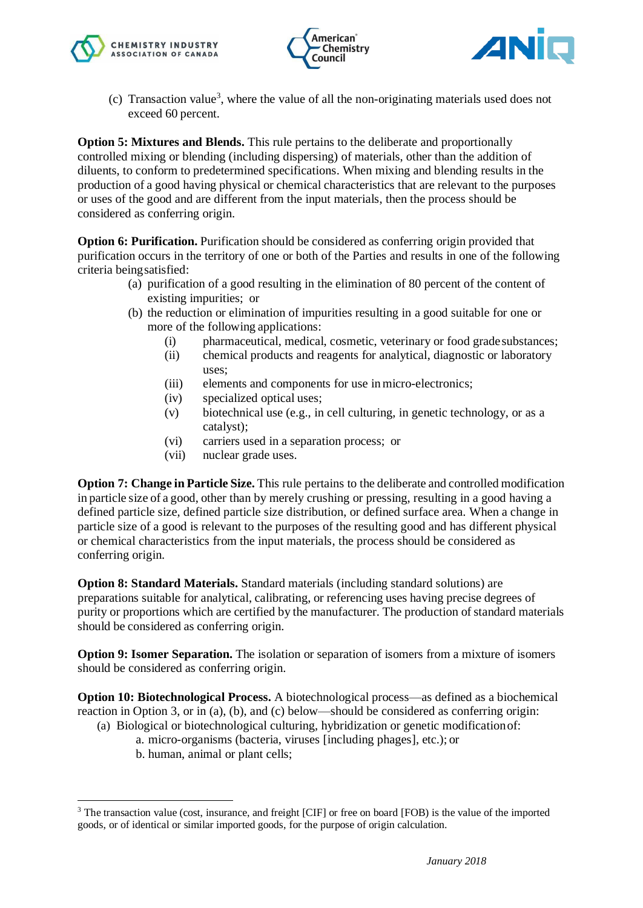(c) Transaction value[3], where the value of all the non-originating materials used does not exceed 60 percent.

**Option 5: Mixtures and Blends.** This rule pertains to the deliberate and proportionally controlled mixing or blending (including dispersing) of materials, other than the addition of diluents, to conform to predetermined specifications. When mixing and blending results in the production of a good having physical or chemical characteristics that are relevant to the purposes or uses of the good and are different from the input materials, then the process should be considered as conferring origin.

**Option 6: Purification.** Purification should be considered as conferring origin provided that purification occurs in the territory of one or both of the Parties and results in one of the following criteria being satisfied:

(a) purification of a good resulting in the elimination of 80 percent of the content of existing impurities; or

(b) the reduction or elimination of impurities resulting in a good suitable for one or more of the following applications:

 (i) pharmaceutical, medical, cosmetic, veterinary or food grade substances;
 (ii) chemical products and reagents for analytical, diagnostic or laboratory uses;
 (iii) elements and components for use in micro-electronics;
 (iv) specialized optical uses;
 (v) biotechnical use (e.g., in cell culturing, in genetic technology, or as a catalyst);
 (vi) carriers used in a separation process; or
 (vii) nuclear grade uses.

**Option 7: Change in Particle Size.** This rule pertains to the deliberate and controlled modification in particle size of a good, other than by merely crushing or pressing, resulting in a good having a defined particle size, defined particle size distribution, or defined surface area. When a change in particle size of a good is relevant to the purposes of the resulting good and has different physical or chemical characteristics from the input materials, the process should be considered as conferring origin.

**Option 8: Standard Materials.** Standard materials (including standard solutions) are preparations suitable for analytical, calibrating, or referencing uses having precise degrees of purity or proportions which are certified by the manufacturer. The production of standard materials should be considered as conferring origin.

**Option 9: Isomer Separation.** The isolation or separation of isomers from a mixture of isomers should be considered as conferring origin.

**Option 10: Biotechnological Process.** A biotechnological process—as defined as a biochemical reaction in Option 3, or in (a), (b), and (c) below—should be considered as conferring origin:

(a) Biological or biotechnological culturing, hybridization or genetic modification of:

 a. micro-organisms (bacteria, viruses [including phages], etc.); or
 b. human, animal or plant cells;

---

[3] The transaction value (cost, insurance, and freight [CIF] or free on board [FOB) is the value of the imported goods, or of identical or similar imported goods, for the purpose of origin calculation.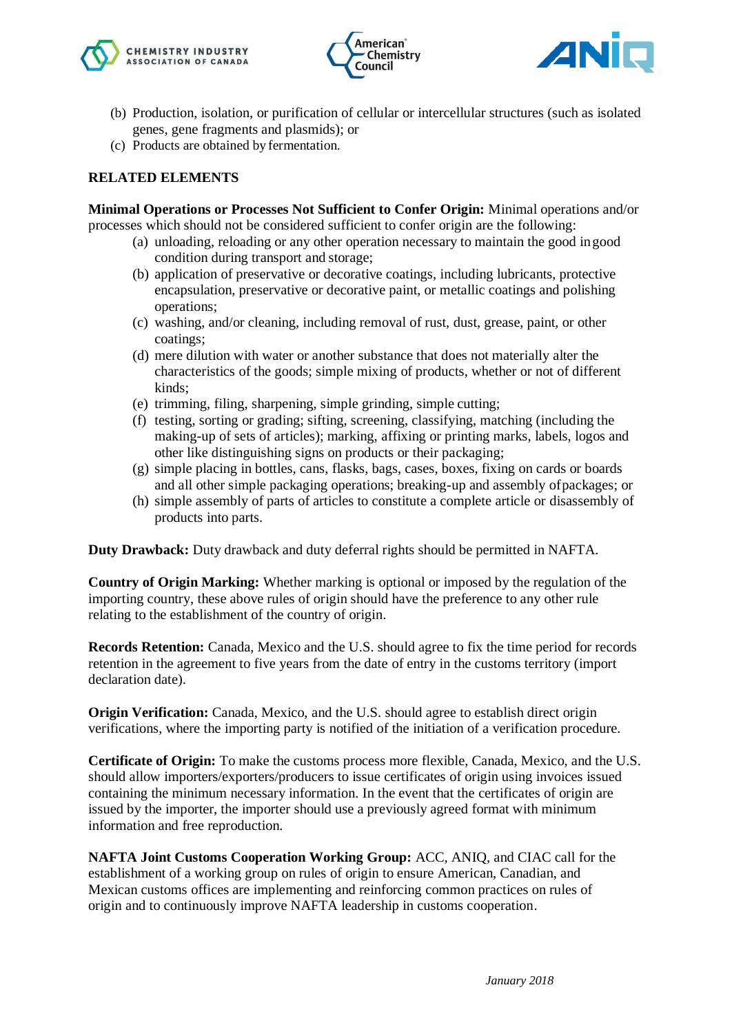(b) Production, isolation, or purification of cellular or intercellular structures (such as isolated genes, gene fragments and plasmids); or
(c) Products are obtained by fermentation.

**RELATED ELEMENTS**

**Minimal Operations or Processes Not Sufficient to Confer Origin:** Minimal operations and/or processes which should not be considered sufficient to confer origin are the following:

(a) unloading, reloading or any other operation necessary to maintain the good in good condition during transport and storage;
(b) application of preservative or decorative coatings, including lubricants, protective encapsulation, preservative or decorative paint, or metallic coatings and polishing operations;
(c) washing, and/or cleaning, including removal of rust, dust, grease, paint, or other coatings;
(d) mere dilution with water or another substance that does not materially alter the characteristics of the goods; simple mixing of products, whether or not of different kinds;
(e) trimming, filing, sharpening, simple grinding, simple cutting;
(f) testing, sorting or grading; sifting, screening, classifying, matching (including the making-up of sets of articles); marking, affixing or printing marks, labels, logos and other like distinguishing signs on products or their packaging;
(g) simple placing in bottles, cans, flasks, bags, cases, boxes, fixing on cards or boards and all other simple packaging operations; breaking-up and assembly of packages; or
(h) simple assembly of parts of articles to constitute a complete article or disassembly of products into parts.

**Duty Drawback:** Duty drawback and duty deferral rights should be permitted in NAFTA.

**Country of Origin Marking:** Whether marking is optional or imposed by the regulation of the importing country, these above rules of origin should have the preference to any other rule relating to the establishment of the country of origin.

**Records Retention:** Canada, Mexico and the U.S. should agree to fix the time period for records retention in the agreement to five years from the date of entry in the customs territory (import declaration date).

**Origin Verification:** Canada, Mexico, and the U.S. should agree to establish direct origin verifications, where the importing party is notified of the initiation of a verification procedure.

**Certificate of Origin:** To make the customs process more flexible, Canada, Mexico, and the U.S. should allow importers/exporters/producers to issue certificates of origin using invoices issued containing the minimum necessary information. In the event that the certificates of origin are issued by the importer, the importer should use a previously agreed format with minimum information and free reproduction.

**NAFTA Joint Customs Cooperation Working Group:** ACC, ANIQ, and CIAC call for the establishment of a working group on rules of origin to ensure American, Canadian, and Mexican customs offices are implementing and reinforcing common practices on rules of origin and to continuously improve NAFTA leadership in customs cooperation.

*January 2018*